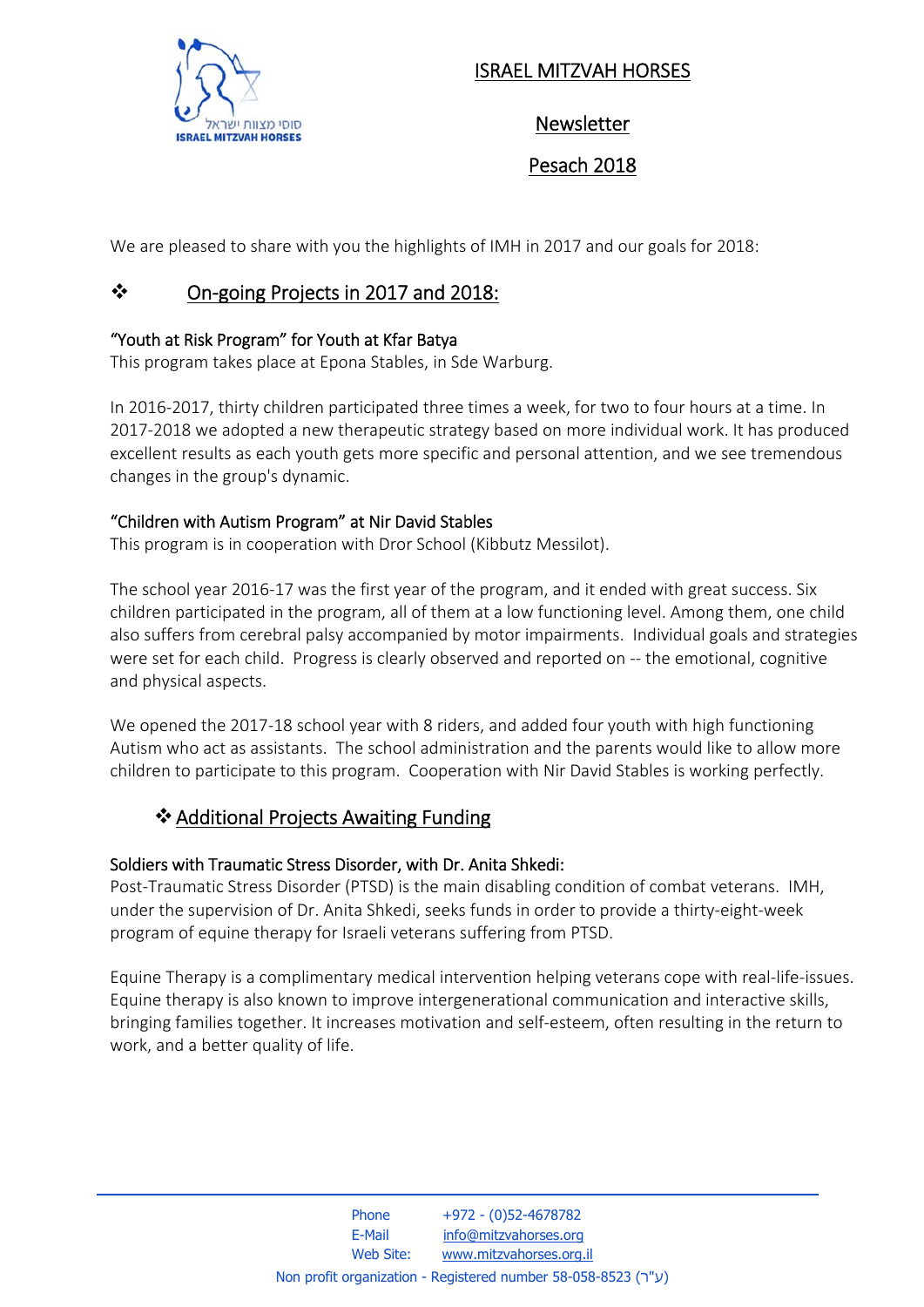# ISRAEL MITZVAH HORSES

## Newsletter

## Pesach 2018

We are pleased to share with you the highlights of IMH in 2017 and our goals for 2018:

## ❖ On-going Projects in 2017 and 2018:

### "Youth at Risk Program" for Youth at Kfar Batya

This program takes place at Epona Stables, in Sde Warburg.

In 2016-2017, thirty children participated three times a week, for two to four hours at a time. In 2017-2018 we adopted a new therapeutic strategy based on more individual work. It has produced excellent results as each youth gets more specific and personal attention, and we see tremendous changes in the group's dynamic.

### "Children with Autism Program" at Nir David Stables

This program is in cooperation with Dror School (Kibbutz Messilot).

The school year 2016-17 was the first year of the program, and it ended with great success. Six children participated in the program, all of them at a low functioning level. Among them, one child also suffers from cerebral palsy accompanied by motor impairments. Individual goals and strategies were set for each child. Progress is clearly observed and reported on -- the emotional, cognitive and physical aspects.

We opened the 2017-18 school year with 8 riders, and added four youth with high functioning Autism who act as assistants. The school administration and the parents would like to allow more children to participate to this program. Cooperation with Nir David Stables is working perfectly.

## ❖ Additional Projects Awaiting Funding

### Soldiers with Traumatic Stress Disorder, with Dr. Anita Shkedi:

Post-Traumatic Stress Disorder (PTSD) is the main disabling condition of combat veterans. IMH, under the supervision of Dr. Anita Shkedi, seeks funds in order to provide a thirty-eight-week program of equine therapy for Israeli veterans suffering from PTSD.

Equine Therapy is a complimentary medical intervention helping veterans cope with real-life-issues. Equine therapy is also known to improve intergenerational communication and interactive skills, bringing families together. It increases motivation and self-esteem, often resulting in the return to work, and a better quality of life.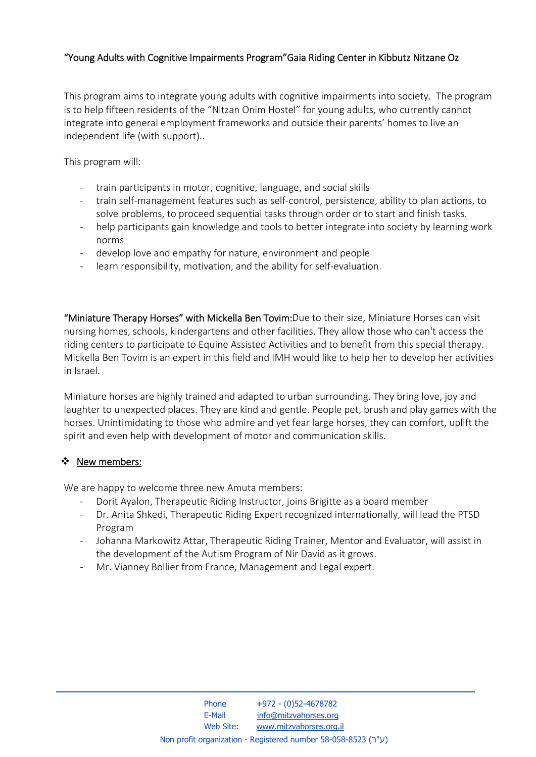"Young Adults with Cognitive Impairments Program"Gaia Riding Center in Kibbutz Nitzane Oz

This program aims to integrate young adults with cognitive impairments into society. The program is to help fifteen residents of the "Nitzan Onim Hostel" for young adults, who currently cannot integrate into general employment frameworks and outside their parents' homes to live an independent life (with support)..

This program will:

- train participants in motor, cognitive, language, and social skills
- train self-management features such as self-control, persistence, ability to plan actions, to solve problems, to proceed sequential tasks through order or to start and finish tasks.
- help participants gain knowledge and tools to better integrate into society by learning work norms
- develop love and empathy for nature, environment and people
- learn responsibility, motivation, and the ability for self-evaluation.

"Miniature Therapy Horses" with Mickella Ben Tovim:Due to their size, Miniature Horses can visit nursing homes, schools, kindergartens and other facilities. They allow those who can't access the riding centers to participate to Equine Assisted Activities and to benefit from this special therapy. Mickella Ben Tovim is an expert in this field and IMH would like to help her to develop her activities in Israel.

Miniature horses are highly trained and adapted to urban surrounding. They bring love, joy and laughter to unexpected places. They are kind and gentle. People pet, brush and play games with the horses. Unintimidating to those who admire and yet fear large horses, they can comfort, uplift the spirit and even help with development of motor and communication skills.

❖ New members:

We are happy to welcome three new Amuta members:

- Dorit Ayalon, Therapeutic Riding Instructor, joins Brigitte as a board member
- Dr. Anita Shkedi, Therapeutic Riding Expert recognized internationally, will lead the PTSD Program
- Johanna Markowitz Attar, Therapeutic Riding Trainer, Mentor and Evaluator, will assist in the development of the Autism Program of Nir David as it grows.
- Mr. Vianney Bollier from France, Management and Legal expert.

Phone +972 - (0)52-4678782
E-Mail info@mitzvahorses.org
Web Site: www.mitzvahorses.org.il
Non profit organization - Registered number 58-058-8523 (ע"ר)